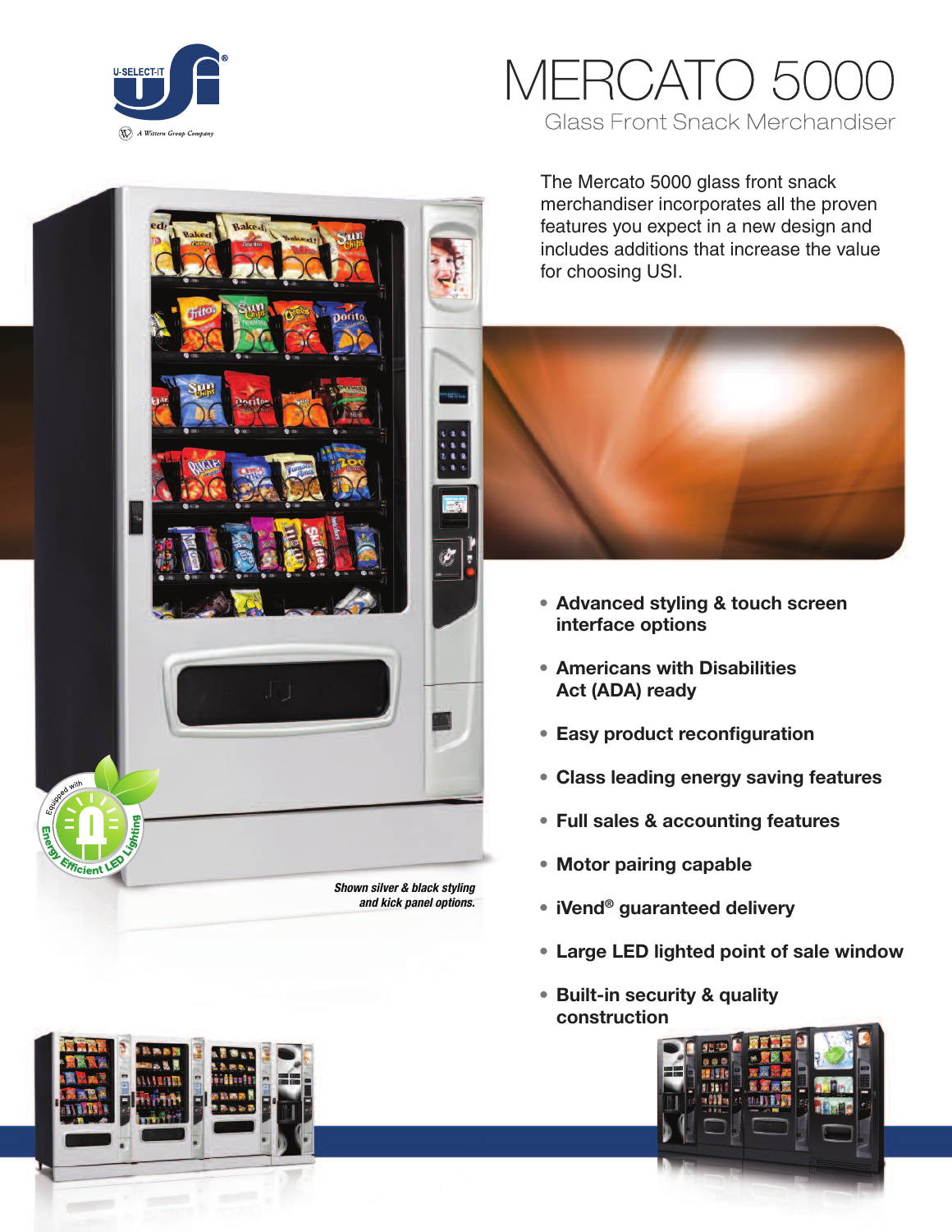# MERCATO 5000

## Glass Front Snack Merchandiser

The Mercato 5000 glass front snack merchandiser incorporates all the proven features you expect in a new design and includes additions that increase the value for choosing USI.

- **Advanced styling & touch screen interface options**
- **Americans with Disabilities Act (ADA) ready**
- **Easy product reconfiguration**
- **Class leading energy saving features**
- **Full sales & accounting features**
- **Motor pairing capable**
- **iVend® guaranteed delivery**
- **Large LED lighted point of sale window**
- **Built-in security & quality construction**

***Shown silver & black styling and kick panel options.***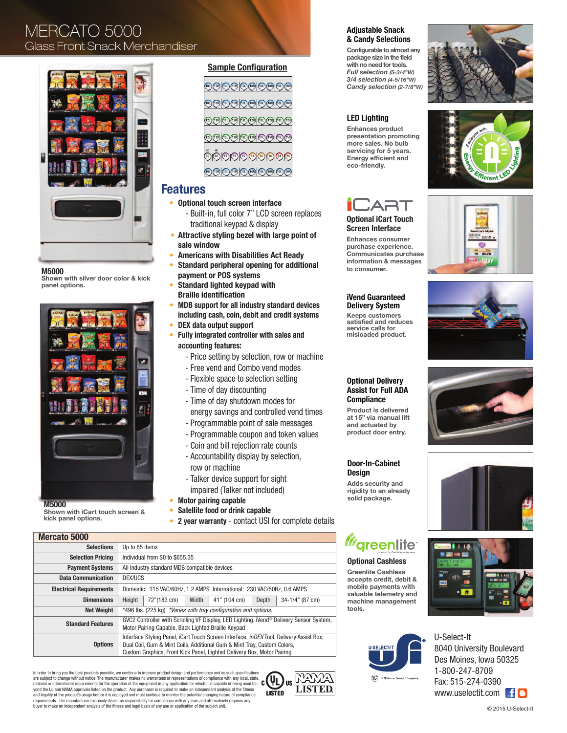# MERCATO 5000

## Glass Front Snack Merchandiser

**M5000**
Shown with silver door color & kick panel options.

**M5000**
Shown with iCart touch screen & kick panel options.

### Sample Configuration

## Features

- **Optional touch screen interface**
  - Built-in, full color 7" LCD screen replaces traditional keypad & display
- **Attractive styling bezel with large point of sale window**
- **Americans with Disabilities Act Ready**
- **Standard peripheral opening for additional payment or POS systems**
- **Standard lighted keypad with Braille identification**
- **MDB support for all industry standard devices including cash, coin, debit and credit systems**
- **DEX data output support**
- **Fully integrated controller with sales and accounting features:**
  - Price setting by selection, row or machine
  - Free vend and Combo vend modes
  - Flexible space to selection setting
  - Time of day discounting
  - Time of day shutdown modes for energy savings and controlled vend times
  - Programmable point of sale messages
  - Programmable coupon and token values
  - Coin and bill rejection rate counts
  - Accountability display by selection, row or machine
  - Talker device support for sight impaired (Talker not included)
- **Motor pairing capable**
- **Satellite food or drink capable**
- **2 year warranty** - contact USI for complete details

### Adjustable Snack & Candy Selections

Configurable to almost any package size in the field with no need for tools.
*Full selection (5-3/4"W)*
*3/4 selection (4-5/16"W)*
*Candy selection (2-7/8"W)*

### LED Lighting

Enhances product presentation promoting more sales. No bulb servicing for 5 years. Energy efficient and eco-friendly.

### iCART

### Optional iCart Touch Screen Interface

Enhances consumer purchase experience. Communicates purchase information & messages to consumer.

### iVend Guaranteed Delivery System

Keeps customers satisfied and reduces service calls for misloaded product.

### Optional Delivery Assist for Full ADA Compliance

Product is delivered at 15" via manual lift and actuated by product door entry.

### Door-In-Cabinet Design

Adds security and rigidity to an already solid package.

### greenlite

### Optional Cashless

Greenlite Cashless accepts credit, debit & mobile payments with valuable telemetry and machine management tools.

| Mercato 5000 | | | | | | |
|---|---|---|---|---|---|---|
| Selections | Up to 65 items | | | | | |
| Selection Pricing | Individual from $0 to $655.35 | | | | | |
| Payment Systems | All Industry standard MDB compatible devices | | | | | |
| Data Communication | DEX/UCS | | | | | |
| Electrical Requirements | Domestic: 115 VAC/60Hz, 1.2 AMPS International: 230 VAC/50Hz, 0.6 AMPS | | | | | |
| Dimensions | Height | 72"(183 cm) | Width | 41" (104 cm) | Depth | 34-1/4" (87 cm) |
| Net Weight | *496 lbs. (225 kg) *Varies with tray configuration and options.* | | | | | |
| Standard Features | GVC2 Controller with Scrolling VF Display, LED Lighting, iVend® Delivery Sensor System, Motor Pairing Capable, Back Lighted Braille Keypad | | | | | |
| Options | Interface Styling Panel, iCart Touch Screen Interface, *inDEX* Tool, Delivery Assist Box, Dual Coil, Gum & Mint Coils, Additional Gum & Mint Tray, Custom Colors, Custom Graphics, Front Kick Panel, Lighted Delivery Box, Motor Pairing | | | | | |

In order to bring you the best products possible, we continue to improve product design and performance and as such specifications are subject to change without notice. The manufacturer makes no warranties or representations of compliance with any local, state, national or international requirements for the operation of the equipment in any application for which it is capable of being used beyond the UL and NAMA approvals listed on the product. Any purchaser is required to make an independent analysis of the fitness and legality of the product's usage before it is deployed and must continue to monitor the potential changing nature of compliance requirements. The manufacturer expressly disclaims responsibility for compliance with any laws and affirmatively requires any buyer to make an independent analysis of the fitness and legal basis of any use or application of the subject unit.

U-Select-It
8040 University Boulevard
Des Moines, Iowa 50325
1-800-247-8709
Fax: 515-274-0390
www.uselectit.com

© 2015 U-Select-It